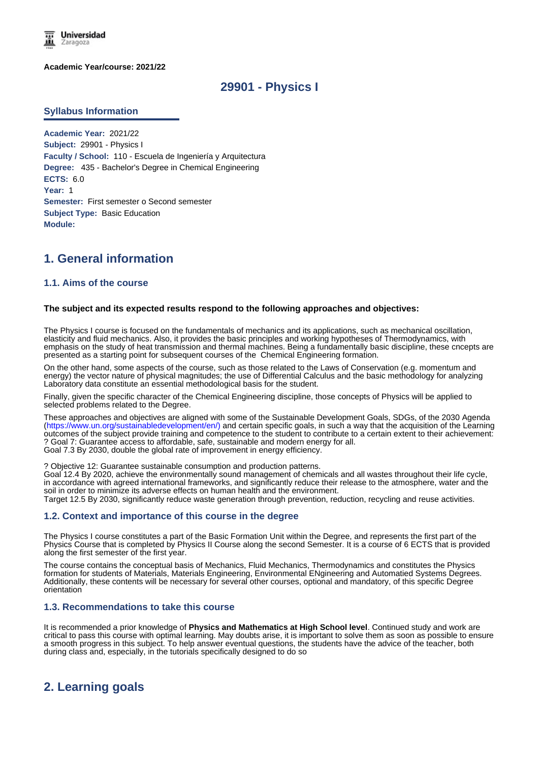**Academic Year/course: 2021/22**

# 29901 - Physics I

## Syllabus Information

**Academic Year:** 2021/22
**Subject:** 29901 - Physics I
**Faculty / School:** 110 - Escuela de Ingeniería y Arquitectura
**Degree:** 435 - Bachelor's Degree in Chemical Engineering
**ECTS:** 6.0
**Year:** 1
**Semester:** First semester o Second semester
**Subject Type:** Basic Education
**Module:**

# 1. General information

## 1.1. Aims of the course

**The subject and its expected results respond to the following approaches and objectives:**

The Physics I course is focused on the fundamentals of mechanics and its applications, such as mechanical oscillation, elasticity and fluid mechanics. Also, it provides the basic principles and working hypotheses of Thermodynamics, with emphasis on the study of heat transmission and thermal machines. Being a fundamentally basic discipline, these cncepts are presented as a starting point for subsequent courses of the Chemical Engineering formation.

On the other hand, some aspects of the course, such as those related to the Laws of Conservation (e.g. momentum and energy) the vector nature of physical magnitudes; the use of Differential Calculus and the basic methodology for analyzing Laboratory data constitute an essential methodological basis for the student.

Finally, given the specific character of the Chemical Engineering discipline, those concepts of Physics will be applied to selected problems related to the Degree.

These approaches and objectives are aligned with some of the Sustainable Development Goals, SDGs, of the 2030 Agenda (https://www.un.org/sustainabledevelopment/en/) and certain specific goals, in such a way that the acquisition of the Learning outcomes of the subject provide training and competence to the student to contribute to a certain extent to their achievement:
? Goal 7: Guarantee access to affordable, safe, sustainable and modern energy for all.
Goal 7.3 By 2030, double the global rate of improvement in energy efficiency.

? Objective 12: Guarantee sustainable consumption and production patterns.
Goal 12.4 By 2020, achieve the environmentally sound management of chemicals and all wastes throughout their life cycle, in accordance with agreed international frameworks, and significantly reduce their release to the atmosphere, water and the soil in order to minimize its adverse effects on human health and the environment.
Target 12.5 By 2030, significantly reduce waste generation through prevention, reduction, recycling and reuse activities.

## 1.2. Context and importance of this course in the degree

The Physics I course constitutes a part of the Basic Formation Unit within the Degree, and represents the first part of the Physics Course that is completed by Physics II Course along the second Semester. It is a course of 6 ECTS that is provided along the first semester of the first year.

The course contains the conceptual basis of Mechanics, Fluid Mechanics, Thermodynamics and constitutes the Physics formation for students of Materials, Materials Engineering, Environmental ENgineering and Automatied Systems Degrees. Additionally, these contents will be necessary for several other courses, optional and mandatory, of this specific Degree orientation

## 1.3. Recommendations to take this course

It is recommended a prior knowledge of **Physics and Mathematics at High School level**. Continued study and work are critical to pass this course with optimal learning. May doubts arise, it is important to solve them as soon as possible to ensure a smooth progress in this subject. To help answer eventual questions, the students have the advice of the teacher, both during class and, especially, in the tutorials specifically designed to do so

# 2. Learning goals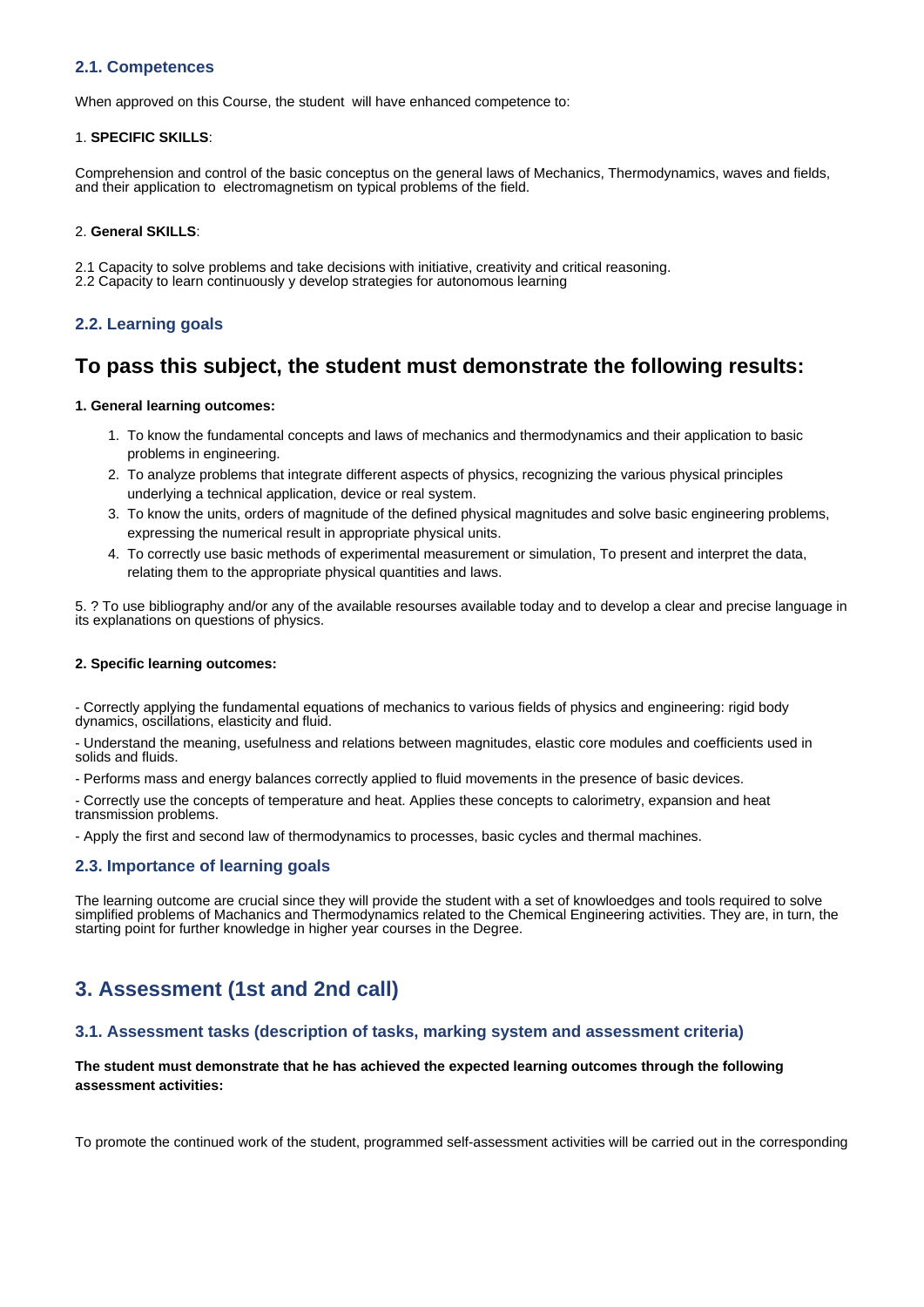### 2.1. Competences

When approved on this Course, the student will have enhanced competence to:

1. **SPECIFIC SKILLS**:

Comprehension and control of the basic conceptus on the general laws of Mechanics, Thermodynamics, waves and fields, and their application to electromagnetism on typical problems of the field.

2. **General SKILLS**:

2.1 Capacity to solve problems and take decisions with initiative, creativity and critical reasoning.
2.2 Capacity to learn continuously y develop strategies for autonomous learning

### 2.2. Learning goals

## To pass this subject, the student must demonstrate the following results:

**1. General learning outcomes:**

1. To know the fundamental concepts and laws of mechanics and thermodynamics and their application to basic problems in engineering.
2. To analyze problems that integrate different aspects of physics, recognizing the various physical principles underlying a technical application, device or real system.
3. To know the units, orders of magnitude of the defined physical magnitudes and solve basic engineering problems, expressing the numerical result in appropriate physical units.
4. To correctly use basic methods of experimental measurement or simulation, To present and interpret the data, relating them to the appropriate physical quantities and laws.

5. ? To use bibliography and/or any of the available resourses available today and to develop a clear and precise language in its explanations on questions of physics.

**2. Specific learning outcomes:**

- Correctly applying the fundamental equations of mechanics to various fields of physics and engineering: rigid body dynamics, oscillations, elasticity and fluid.

- Understand the meaning, usefulness and relations between magnitudes, elastic core modules and coefficients used in solids and fluids.

- Performs mass and energy balances correctly applied to fluid movements in the presence of basic devices.

- Correctly use the concepts of temperature and heat. Applies these concepts to calorimetry, expansion and heat transmission problems.

- Apply the first and second law of thermodynamics to processes, basic cycles and thermal machines.

### 2.3. Importance of learning goals

The learning outcome are crucial since they will provide the student with a set of knowloedges and tools required to solve simplified problems of Machanics and Thermodynamics related to the Chemical Engineering activities. They are, in turn, the starting point for further knowledge in higher year courses in the Degree.

## 3. Assessment (1st and 2nd call)

### 3.1. Assessment tasks (description of tasks, marking system and assessment criteria)

**The student must demonstrate that he has achieved the expected learning outcomes through the following assessment activities:**

To promote the continued work of the student, programmed self-assessment activities will be carried out in the corresponding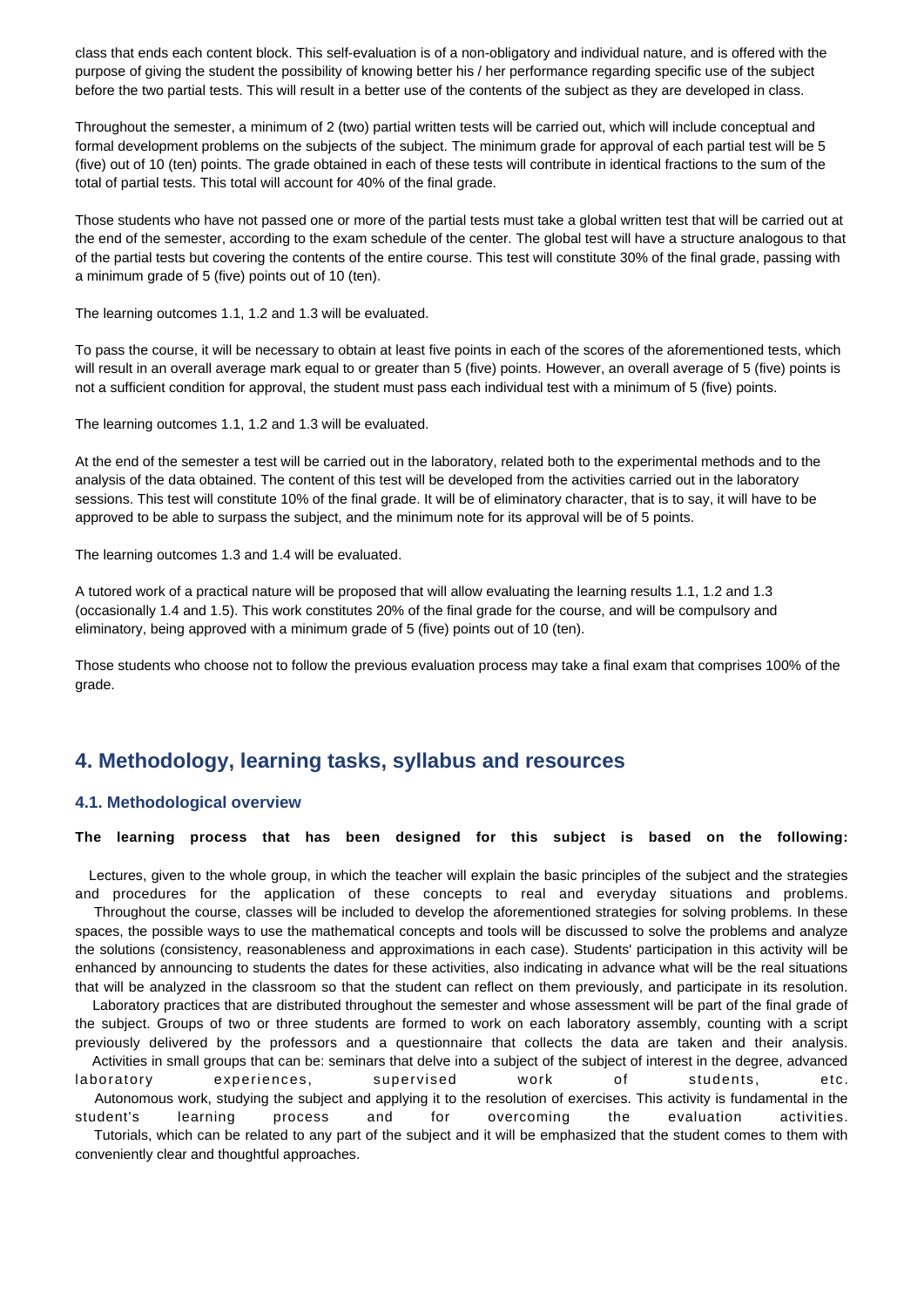class that ends each content block. This self-evaluation is of a non-obligatory and individual nature, and is offered with the purpose of giving the student the possibility of knowing better his / her performance regarding specific use of the subject before the two partial tests. This will result in a better use of the contents of the subject as they are developed in class.

Throughout the semester, a minimum of 2 (two) partial written tests will be carried out, which will include conceptual and formal development problems on the subjects of the subject. The minimum grade for approval of each partial test will be 5 (five) out of 10 (ten) points. The grade obtained in each of these tests will contribute in identical fractions to the sum of the total of partial tests. This total will account for 40% of the final grade.

Those students who have not passed one or more of the partial tests must take a global written test that will be carried out at the end of the semester, according to the exam schedule of the center. The global test will have a structure analogous to that of the partial tests but covering the contents of the entire course. This test will constitute 30% of the final grade, passing with a minimum grade of 5 (five) points out of 10 (ten).

The learning outcomes 1.1, 1.2 and 1.3 will be evaluated.

To pass the course, it will be necessary to obtain at least five points in each of the scores of the aforementioned tests, which will result in an overall average mark equal to or greater than 5 (five) points. However, an overall average of 5 (five) points is not a sufficient condition for approval, the student must pass each individual test with a minimum of 5 (five) points.

The learning outcomes 1.1, 1.2 and 1.3 will be evaluated.

At the end of the semester a test will be carried out in the laboratory, related both to the experimental methods and to the analysis of the data obtained. The content of this test will be developed from the activities carried out in the laboratory sessions. This test will constitute 10% of the final grade. It will be of eliminatory character, that is to say, it will have to be approved to be able to surpass the subject, and the minimum note for its approval will be of 5 points.

The learning outcomes 1.3 and 1.4 will be evaluated.

A tutored work of a practical nature will be proposed that will allow evaluating the learning results 1.1, 1.2 and 1.3 (occasionally 1.4 and 1.5). This work constitutes 20% of the final grade for the course, and will be compulsory and eliminatory, being approved with a minimum grade of 5 (five) points out of 10 (ten).

Those students who choose not to follow the previous evaluation process may take a final exam that comprises 100% of the grade.

## 4. Methodology, learning tasks, syllabus and resources

### 4.1. Methodological overview

**The learning process that has been designed for this subject is based on the following:**

Lectures, given to the whole group, in which the teacher will explain the basic principles of the subject and the strategies and procedures for the application of these concepts to real and everyday situations and problems.

Throughout the course, classes will be included to develop the aforementioned strategies for solving problems. In these spaces, the possible ways to use the mathematical concepts and tools will be discussed to solve the problems and analyze the solutions (consistency, reasonableness and approximations in each case). Students' participation in this activity will be enhanced by announcing to students the dates for these activities, also indicating in advance what will be the real situations that will be analyzed in the classroom so that the student can reflect on them previously, and participate in its resolution.

Laboratory practices that are distributed throughout the semester and whose assessment will be part of the final grade of the subject. Groups of two or three students are formed to work on each laboratory assembly, counting with a script previously delivered by the professors and a questionnaire that collects the data are taken and their analysis.

Activities in small groups that can be: seminars that delve into a subject of the subject of interest in the degree, advanced laboratory experiences, supervised work of students, etc.

Autonomous work, studying the subject and applying it to the resolution of exercises. This activity is fundamental in the student's learning process and for overcoming the evaluation activities.

Tutorials, which can be related to any part of the subject and it will be emphasized that the student comes to them with conveniently clear and thoughtful approaches.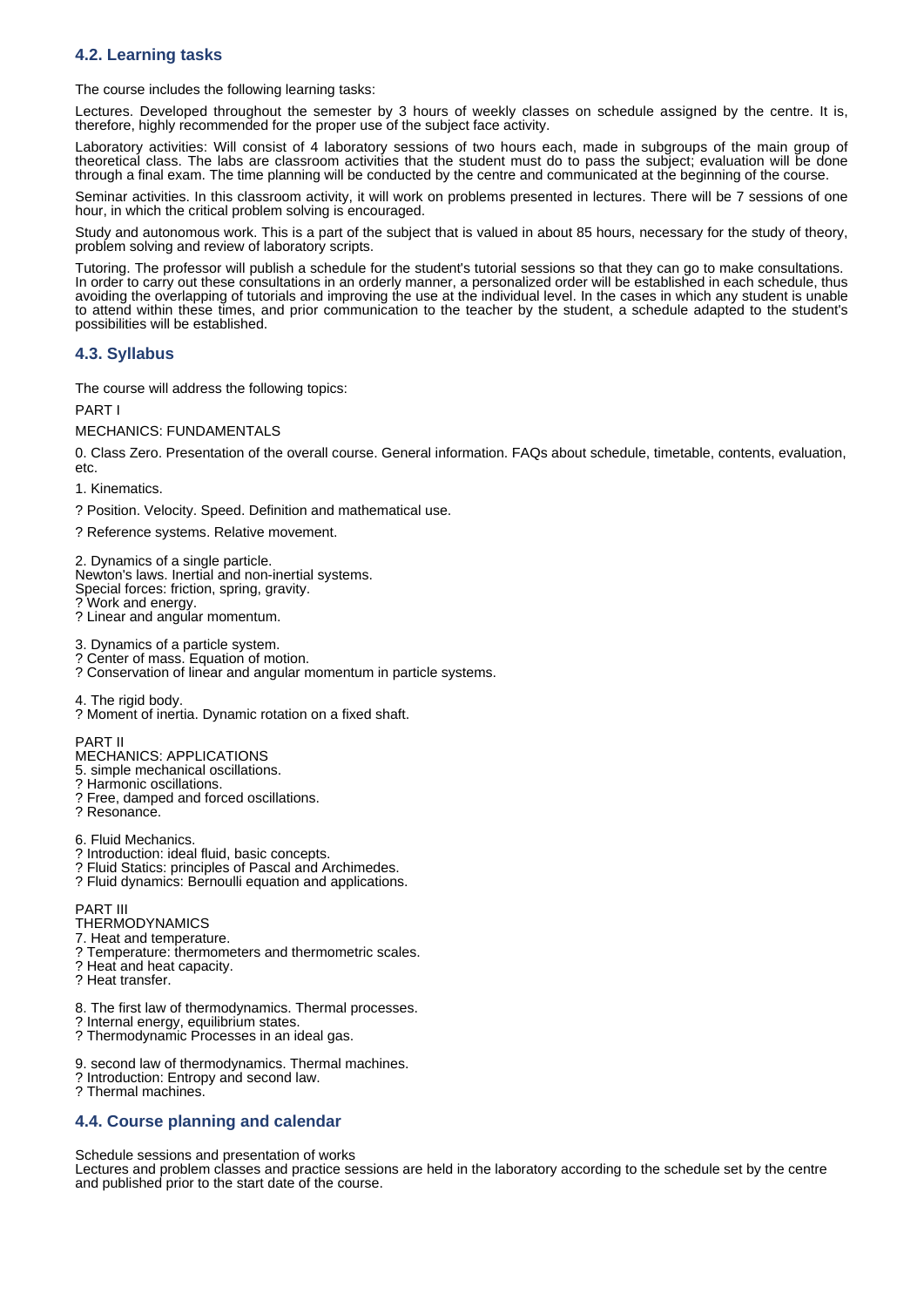### 4.2. Learning tasks

The course includes the following learning tasks:

Lectures. Developed throughout the semester by 3 hours of weekly classes on schedule assigned by the centre. It is, therefore, highly recommended for the proper use of the subject face activity.

Laboratory activities: Will consist of 4 laboratory sessions of two hours each, made in subgroups of the main group of theoretical class. The labs are classroom activities that the student must do to pass the subject; evaluation will be done through a final exam. The time planning will be conducted by the centre and communicated at the beginning of the course.

Seminar activities. In this classroom activity, it will work on problems presented in lectures. There will be 7 sessions of one hour, in which the critical problem solving is encouraged.

Study and autonomous work. This is a part of the subject that is valued in about 85 hours, necessary for the study of theory, problem solving and review of laboratory scripts.

Tutoring. The professor will publish a schedule for the student's tutorial sessions so that they can go to make consultations. In order to carry out these consultations in an orderly manner, a personalized order will be established in each schedule, thus avoiding the overlapping of tutorials and improving the use at the individual level. In the cases in which any student is unable to attend within these times, and prior communication to the teacher by the student, a schedule adapted to the student's possibilities will be established.

### 4.3. Syllabus

The course will address the following topics:

PART I

MECHANICS: FUNDAMENTALS

0. Class Zero. Presentation of the overall course. General information. FAQs about schedule, timetable, contents, evaluation, etc.

1. Kinematics.

? Position. Velocity. Speed. Definition and mathematical use.

? Reference systems. Relative movement.

2. Dynamics of a single particle.
Newton's laws. Inertial and non-inertial systems.
Special forces: friction, spring, gravity.
? Work and energy.
? Linear and angular momentum.

3. Dynamics of a particle system.
? Center of mass. Equation of motion.
? Conservation of linear and angular momentum in particle systems.

4. The rigid body.
? Moment of inertia. Dynamic rotation on a fixed shaft.

PART II
MECHANICS: APPLICATIONS
5. simple mechanical oscillations.
? Harmonic oscillations.
? Free, damped and forced oscillations.
? Resonance.

6. Fluid Mechanics.
? Introduction: ideal fluid, basic concepts.
? Fluid Statics: principles of Pascal and Archimedes.
? Fluid dynamics: Bernoulli equation and applications.

PART III
THERMODYNAMICS
7. Heat and temperature.
? Temperature: thermometers and thermometric scales.
? Heat and heat capacity.
? Heat transfer.

8. The first law of thermodynamics. Thermal processes.
? Internal energy, equilibrium states.
? Thermodynamic Processes in an ideal gas.

9. second law of thermodynamics. Thermal machines.
? Introduction: Entropy and second law.
? Thermal machines.

### 4.4. Course planning and calendar

Schedule sessions and presentation of works
Lectures and problem classes and practice sessions are held in the laboratory according to the schedule set by the centre and published prior to the start date of the course.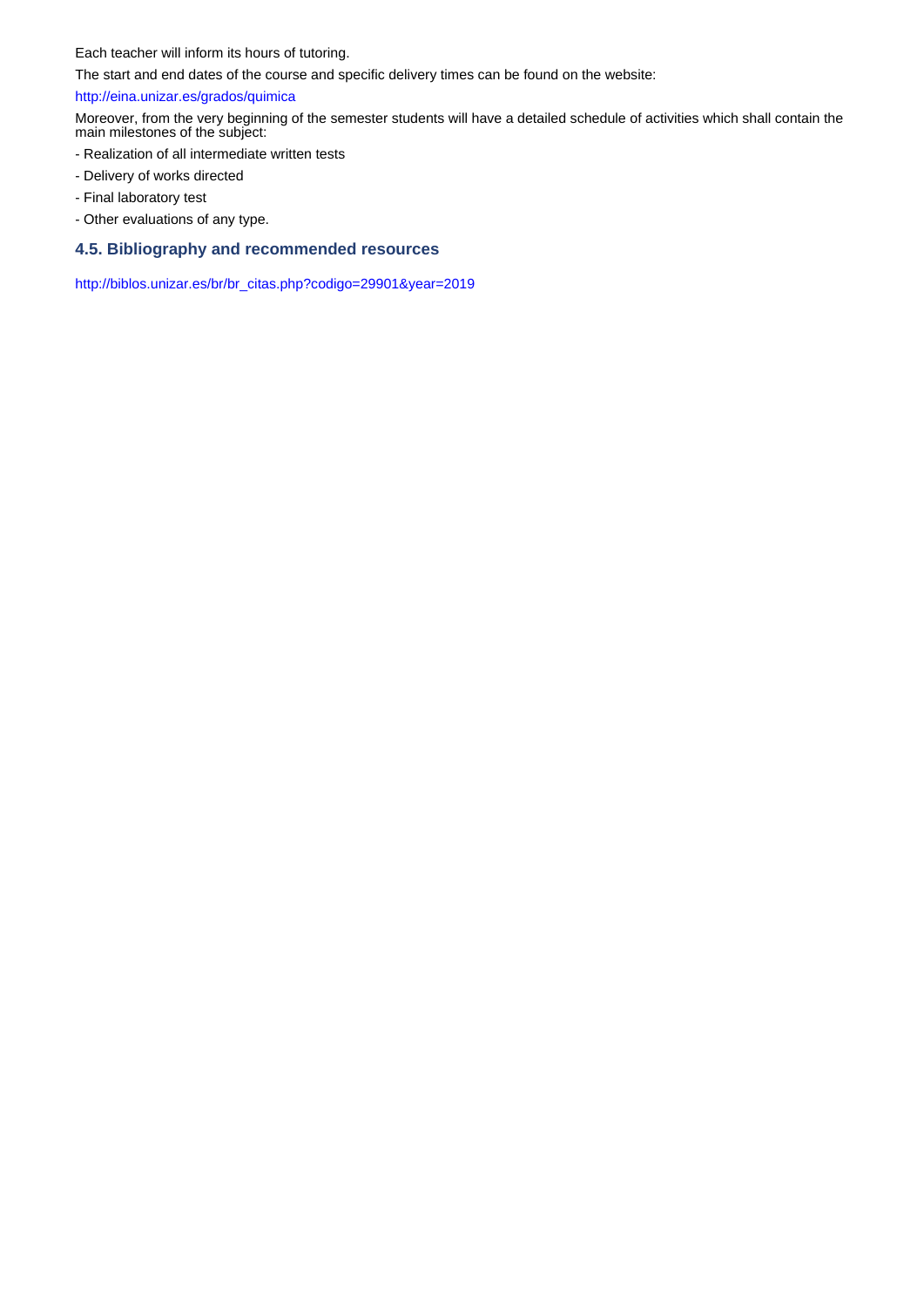Each teacher will inform its hours of tutoring.

The start and end dates of the course and specific delivery times can be found on the website:

http://eina.unizar.es/grados/quimica

Moreover, from the very beginning of the semester students will have a detailed schedule of activities which shall contain the main milestones of the subject:

- Realization of all intermediate written tests
- Delivery of works directed
- Final laboratory test
- Other evaluations of any type.

### 4.5. Bibliography and recommended resources

http://biblos.unizar.es/br/br_citas.php?codigo=29901&year=2019